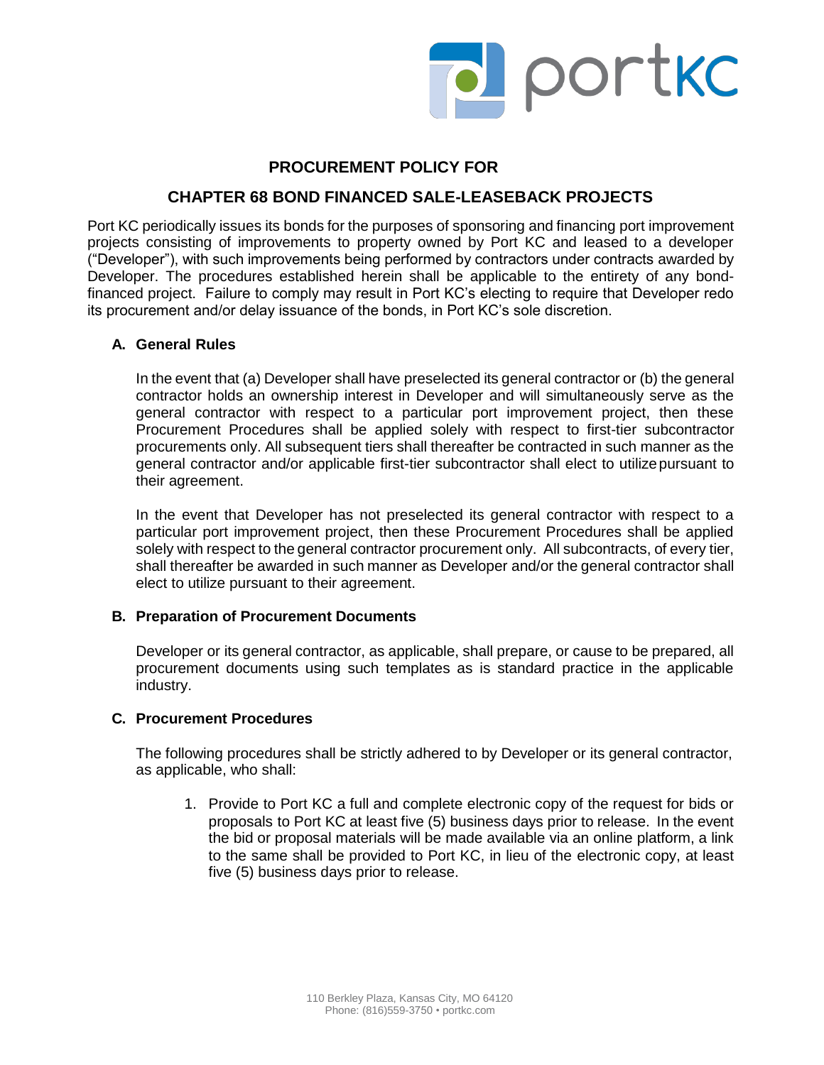# PROCUREMENT POLICY FOR

# CHAPTER 68 BOND FINANCED SALE-LEASEBACK PROJECTS

Port KC periodically issues its bonds for the purposes of sponsoring and financing port improvement projects consisting of improvements to property owned by Port KC and leased to a developer ("Developer"), with such improvements being performed by contractors under contracts awarded by Developer. The procedures established herein shall be applicable to the entirety of any bond-financed project. Failure to comply may result in Port KC's electing to require that Developer redo its procurement and/or delay issuance of the bonds, in Port KC's sole discretion.

## A. General Rules

In the event that (a) Developer shall have preselected its general contractor or (b) the general contractor holds an ownership interest in Developer and will simultaneously serve as the general contractor with respect to a particular port improvement project, then these Procurement Procedures shall be applied solely with respect to first-tier subcontractor procurements only. All subsequent tiers shall thereafter be contracted in such manner as the general contractor and/or applicable first-tier subcontractor shall elect to utilize pursuant to their agreement.

In the event that Developer has not preselected its general contractor with respect to a particular port improvement project, then these Procurement Procedures shall be applied solely with respect to the general contractor procurement only. All subcontracts, of every tier, shall thereafter be awarded in such manner as Developer and/or the general contractor shall elect to utilize pursuant to their agreement.

## B. Preparation of Procurement Documents

Developer or its general contractor, as applicable, shall prepare, or cause to be prepared, all procurement documents using such templates as is standard practice in the applicable industry.

## C. Procurement Procedures

The following procedures shall be strictly adhered to by Developer or its general contractor, as applicable, who shall:

1. Provide to Port KC a full and complete electronic copy of the request for bids or proposals to Port KC at least five (5) business days prior to release. In the event the bid or proposal materials will be made available via an online platform, a link to the same shall be provided to Port KC, in lieu of the electronic copy, at least five (5) business days prior to release.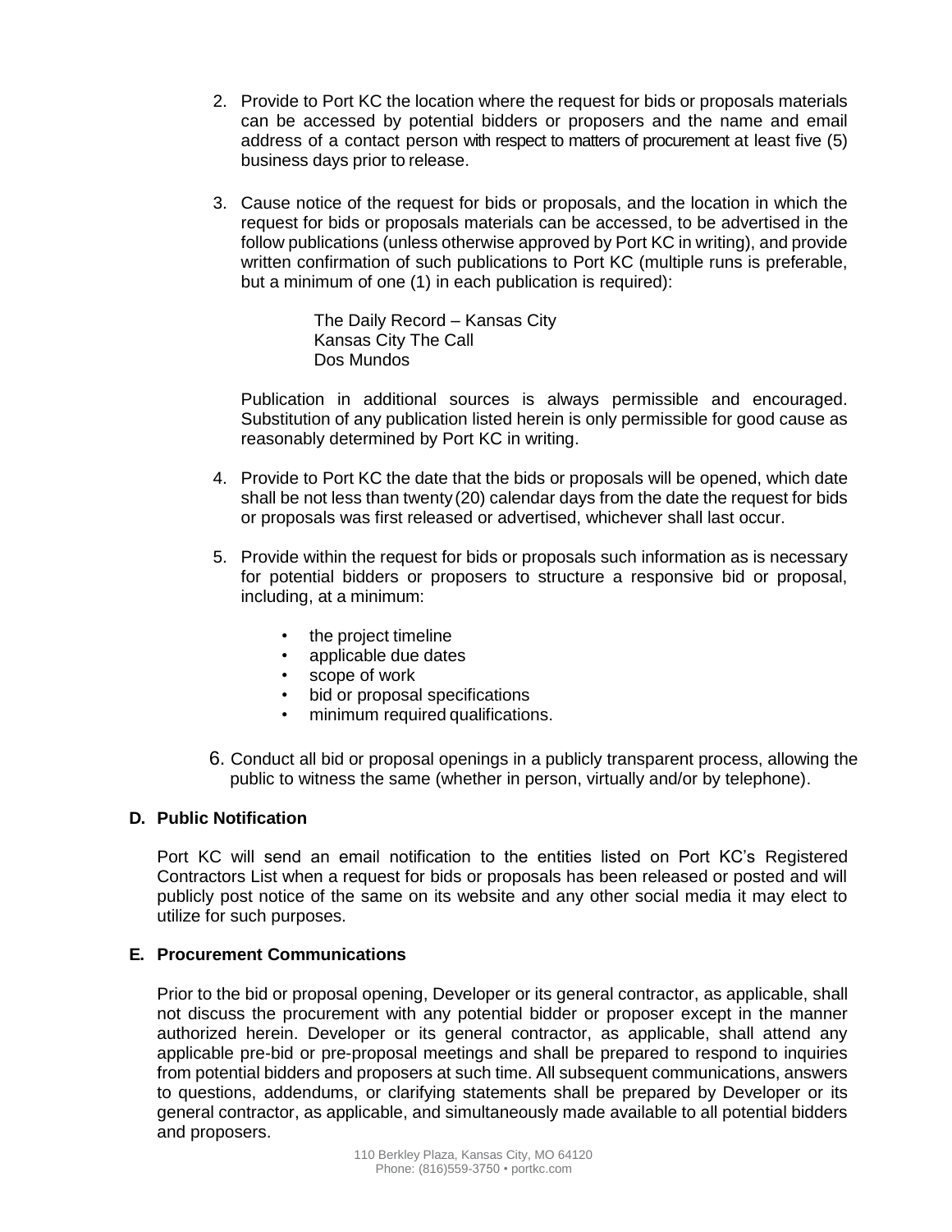2. Provide to Port KC the location where the request for bids or proposals materials can be accessed by potential bidders or proposers and the name and email address of a contact person with respect to matters of procurement at least five (5) business days prior to release.

3. Cause notice of the request for bids or proposals, and the location in which the request for bids or proposals materials can be accessed, to be advertised in the follow publications (unless otherwise approved by Port KC in writing), and provide written confirmation of such publications to Port KC (multiple runs is preferable, but a minimum of one (1) in each publication is required):

   The Daily Record – Kansas City
   Kansas City The Call
   Dos Mundos

   Publication in additional sources is always permissible and encouraged. Substitution of any publication listed herein is only permissible for good cause as reasonably determined by Port KC in writing.

4. Provide to Port KC the date that the bids or proposals will be opened, which date shall be not less than twenty (20) calendar days from the date the request for bids or proposals was first released or advertised, whichever shall last occur.

5. Provide within the request for bids or proposals such information as is necessary for potential bidders or proposers to structure a responsive bid or proposal, including, at a minimum:

   - the project timeline
   - applicable due dates
   - scope of work
   - bid or proposal specifications
   - minimum required qualifications.

6. Conduct all bid or proposal openings in a publicly transparent process, allowing the public to witness the same (whether in person, virtually and/or by telephone).

**D. Public Notification**

Port KC will send an email notification to the entities listed on Port KC's Registered Contractors List when a request for bids or proposals has been released or posted and will publicly post notice of the same on its website and any other social media it may elect to utilize for such purposes.

**E. Procurement Communications**

Prior to the bid or proposal opening, Developer or its general contractor, as applicable, shall not discuss the procurement with any potential bidder or proposer except in the manner authorized herein. Developer or its general contractor, as applicable, shall attend any applicable pre-bid or pre-proposal meetings and shall be prepared to respond to inquiries from potential bidders and proposers at such time. All subsequent communications, answers to questions, addendums, or clarifying statements shall be prepared by Developer or its general contractor, as applicable, and simultaneously made available to all potential bidders and proposers.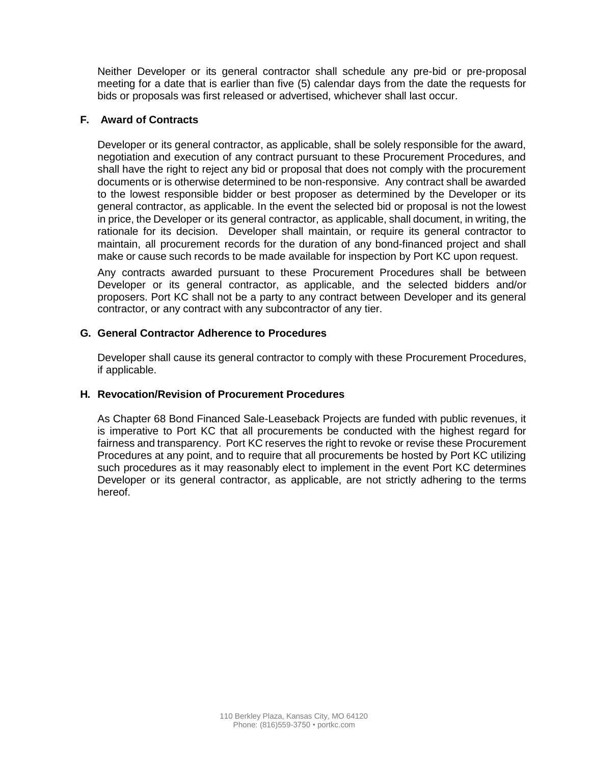Neither Developer or its general contractor shall schedule any pre-bid or pre-proposal meeting for a date that is earlier than five (5) calendar days from the date the requests for bids or proposals was first released or advertised, whichever shall last occur.

### F. Award of Contracts

Developer or its general contractor, as applicable, shall be solely responsible for the award, negotiation and execution of any contract pursuant to these Procurement Procedures, and shall have the right to reject any bid or proposal that does not comply with the procurement documents or is otherwise determined to be non-responsive. Any contract shall be awarded to the lowest responsible bidder or best proposer as determined by the Developer or its general contractor, as applicable. In the event the selected bid or proposal is not the lowest in price, the Developer or its general contractor, as applicable, shall document, in writing, the rationale for its decision. Developer shall maintain, or require its general contractor to maintain, all procurement records for the duration of any bond-financed project and shall make or cause such records to be made available for inspection by Port KC upon request.

Any contracts awarded pursuant to these Procurement Procedures shall be between Developer or its general contractor, as applicable, and the selected bidders and/or proposers. Port KC shall not be a party to any contract between Developer and its general contractor, or any contract with any subcontractor of any tier.

### G. General Contractor Adherence to Procedures

Developer shall cause its general contractor to comply with these Procurement Procedures, if applicable.

### H. Revocation/Revision of Procurement Procedures

As Chapter 68 Bond Financed Sale-Leaseback Projects are funded with public revenues, it is imperative to Port KC that all procurements be conducted with the highest regard for fairness and transparency. Port KC reserves the right to revoke or revise these Procurement Procedures at any point, and to require that all procurements be hosted by Port KC utilizing such procedures as it may reasonably elect to implement in the event Port KC determines Developer or its general contractor, as applicable, are not strictly adhering to the terms hereof.